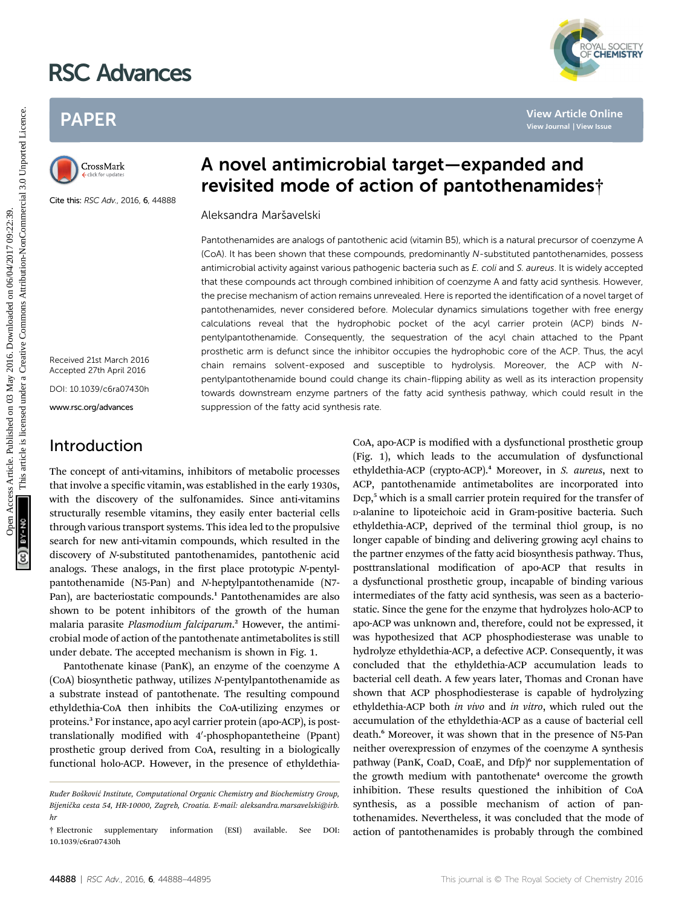# A novel antimicrobial target—expanded and revisited mode of action of pantothenamides†

Aleksandra Maršavelski

Cite this: *RSC Adv.*, 2016, **6**, 44888

Received 21st March 2016
Accepted 27th April 2016

DOI: 10.1039/c6ra07430h

www.rsc.org/advances

Pantothenamides are analogs of pantothenic acid (vitamin B5), which is a natural precursor of coenzyme A (CoA). It has been shown that these compounds, predominantly *N*-substituted pantothenamides, possess antimicrobial activity against various pathogenic bacteria such as *E. coli* and *S. aureus*. It is widely accepted that these compounds act through combined inhibition of coenzyme A and fatty acid synthesis. However, the precise mechanism of action remains unrevealed. Here is reported the identification of a novel target of pantothenamides, never considered before. Molecular dynamics simulations together with free energy calculations reveal that the hydrophobic pocket of the acyl carrier protein (ACP) binds *N*-pentylpantothenamide. Consequently, the sequestration of the acyl chain attached to the Ppant prosthetic arm is defunct since the inhibitor occupies the hydrophobic core of the ACP. Thus, the acyl chain remains solvent-exposed and susceptible to hydrolysis. Moreover, the ACP with *N*-pentylpantothenamide bound could change its chain-flipping ability as well as its interaction propensity towards downstream enzyme partners of the fatty acid synthesis pathway, which could result in the suppression of the fatty acid synthesis rate.

## Introduction

The concept of anti-vitamins, inhibitors of metabolic processes that involve a specific vitamin, was established in the early 1930s, with the discovery of the sulfonamides. Since anti-vitamins structurally resemble vitamins, they easily enter bacterial cells through various transport systems. This idea led to the propulsive search for new anti-vitamin compounds, which resulted in the discovery of *N*-substituted pantothenamides, pantothenic acid analogs. These analogs, in the first place prototypic *N*-pentylpantothenamide (N5-Pan) and *N*-heptylpantothenamide (N7-Pan), are bacteriostatic compounds.[1] Pantothenamides are also shown to be potent inhibitors of the growth of the human malaria parasite *Plasmodium falciparum*.[2] However, the antimicrobial mode of action of the pantothenate antimetabolites is still under debate. The accepted mechanism is shown in Fig. 1.

Pantothenate kinase (PanK), an enzyme of the coenzyme A (CoA) biosynthetic pathway, utilizes *N*-pentylpantothenamide as a substrate instead of pantothenate. The resulting compound ethyldethia-CoA then inhibits the CoA-utilizing enzymes or proteins.[3] For instance, apo acyl carrier protein (apo-ACP), is posttranslationally modified with 4′-phosphopantetheine (Ppant) prosthetic group derived from CoA, resulting in a biologically functional holo-ACP. However, in the presence of ethyldethia-CoA, apo-ACP is modified with a dysfunctional prosthetic group (Fig. 1), which leads to the accumulation of dysfunctional ethyldethia-ACP (crypto-ACP).[4] Moreover, in *S. aureus*, next to ACP, pantothenamide antimetabolites are incorporated into Dcp,[5] which is a small carrier protein required for the transfer of D-alanine to lipoteichoic acid in Gram-positive bacteria. Such ethyldethia-ACP, deprived of the terminal thiol group, is no longer capable of binding and delivering growing acyl chains to the partner enzymes of the fatty acid biosynthesis pathway. Thus, posttranslational modification of apo-ACP that results in a dysfunctional prosthetic group, incapable of binding various intermediates of the fatty acid synthesis, was seen as a bacteriostatic. Since the gene for the enzyme that hydrolyzes holo-ACP to apo-ACP was unknown and, therefore, could not be expressed, it was hypothesized that ACP phosphodiesterase was unable to hydrolyze ethyldethia-ACP, a defective ACP. Consequently, it was concluded that the ethyldethia-ACP accumulation leads to bacterial cell death. A few years later, Thomas and Cronan have shown that ACP phosphodiesterase is capable of hydrolyzing ethyldethia-ACP both *in vivo* and *in vitro*, which ruled out the accumulation of the ethyldethia-ACP as a cause of bacterial cell death.[6] Moreover, it was shown that in the presence of N5-Pan neither overexpression of enzymes of the coenzyme A synthesis pathway (PanK, CoaD, CoaE, and Dfp)[6] nor supplementation of the growth medium with pantothenate[4] overcome the growth inhibition. These results questioned the inhibition of CoA synthesis, as a possible mechanism of action of pantothenamides. Nevertheless, it was concluded that the mode of action of pantothenamides is probably through the combined

Ruđer Bošković Institute, Computational Organic Chemistry and Biochemistry Group, Bijenička cesta 54, HR-10000, Zagreb, Croatia. E-mail: aleksandra.marsavelski@irb.hr

† Electronic supplementary information (ESI) available. See DOI: 10.1039/c6ra07430h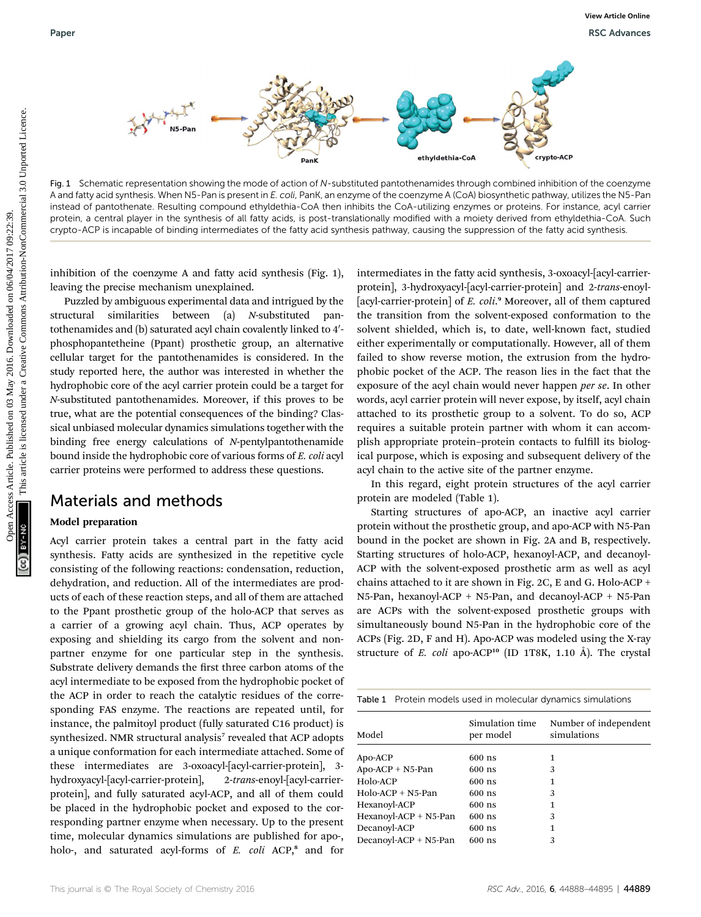Fig. 1 Schematic representation showing the mode of action of *N*-substituted pantothenamides through combined inhibition of the coenzyme A and fatty acid synthesis. When N5-Pan is present in *E. coli*, PanK, an enzyme of the coenzyme A (CoA) biosynthetic pathway, utilizes the N5-Pan instead of pantothenate. Resulting compound ethyldethia-CoA then inhibits the CoA-utilizing enzymes or proteins. For instance, acyl carrier protein, a central player in the synthesis of all fatty acids, is post-translationally modified with a moiety derived from ethyldethia-CoA. Such crypto-ACP is incapable of binding intermediates of the fatty acid synthesis pathway, causing the suppression of the fatty acid synthesis.

inhibition of the coenzyme A and fatty acid synthesis (Fig. 1), leaving the precise mechanism unexplained.

Puzzled by ambiguous experimental data and intrigued by the structural similarities between (a) *N*-substituted pantothenamides and (b) saturated acyl chain covalently linked to 4′-phosphopantetheine (Ppant) prosthetic group, an alternative cellular target for the pantothenamides is considered. In the study reported here, the author was interested in whether the hydrophobic core of the acyl carrier protein could be a target for *N*-substituted pantothenamides. Moreover, if this proves to be true, what are the potential consequences of the binding? Classical unbiased molecular dynamics simulations together with the binding free energy calculations of *N*-pentylpantothenamide bound inside the hydrophobic core of various forms of *E. coli* acyl carrier proteins were performed to address these questions.

## Materials and methods

### Model preparation

Acyl carrier protein takes a central part in the fatty acid synthesis. Fatty acids are synthesized in the repetitive cycle consisting of the following reactions: condensation, reduction, dehydration, and reduction. All of the intermediates are products of each of these reaction steps, and all of them are attached to the Ppant prosthetic group of the holo-ACP that serves as a carrier of a growing acyl chain. Thus, ACP operates by exposing and shielding its cargo from the solvent and nonpartner enzyme for one particular step in the synthesis. Substrate delivery demands the first three carbon atoms of the acyl intermediate to be exposed from the hydrophobic pocket of the ACP in order to reach the catalytic residues of the corresponding FAS enzyme. The reactions are repeated until, for instance, the palmitoyl product (fully saturated C16 product) is synthesized. NMR structural analysis[7] revealed that ACP adopts a unique conformation for each intermediate attached. Some of these intermediates are 3-oxoacyl-[acyl-carrier-protein], 3-hydroxyacyl-[acyl-carrier-protein], 2-*trans*-enoyl-[acyl-carrier-protein], and fully saturated acyl-ACP, and all of them could be placed in the hydrophobic pocket and exposed to the corresponding partner enzyme when necessary. Up to the present time, molecular dynamics simulations are published for apo-, holo-, and saturated acyl-forms of *E. coli* ACP,[8] and for intermediates in the fatty acid synthesis, 3-oxoacyl-[acyl-carrier-protein], 3-hydroxyacyl-[acyl-carrier-protein] and 2-*trans*-enoyl-[acyl-carrier-protein] of *E. coli*.[9] Moreover, all of them captured the transition from the solvent-exposed conformation to the solvent shielded, which is, to date, well-known fact, studied either experimentally or computationally. However, all of them failed to show reverse motion, the extrusion from the hydrophobic pocket of the ACP. The reason lies in the fact that the exposure of the acyl chain would never happen *per se*. In other words, acyl carrier protein will never expose, by itself, acyl chain attached to its prosthetic group to a solvent. To do so, ACP requires a suitable protein partner with whom it can accomplish appropriate protein–protein contacts to fulfill its biological purpose, which is exposing and subsequent delivery of the acyl chain to the active site of the partner enzyme.

In this regard, eight protein structures of the acyl carrier protein are modeled (Table 1).

Starting structures of apo-ACP, an inactive acyl carrier protein without the prosthetic group, and apo-ACP with N5-Pan bound in the pocket are shown in Fig. 2A and B, respectively. Starting structures of holo-ACP, hexanoyl-ACP, and decanoyl-ACP with the solvent-exposed prosthetic arm as well as acyl chains attached to it are shown in Fig. 2C, E and G. Holo-ACP + N5-Pan, hexanoyl-ACP + N5-Pan, and decanoyl-ACP + N5-Pan are ACPs with the solvent-exposed prosthetic groups with simultaneously bound N5-Pan in the hydrophobic core of the ACPs (Fig. 2D, F and H). Apo-ACP was modeled using the X-ray structure of *E. coli* apo-ACP[10] (ID 1T8K, 1.10 Å). The crystal

Table 1 Protein models used in molecular dynamics simulations

| Model | Simulation time per model | Number of independent simulations |
|---|---|---|
| Apo-ACP | 600 ns | 1 |
| Apo-ACP + N5-Pan | 600 ns | 3 |
| Holo-ACP | 600 ns | 1 |
| Holo-ACP + N5-Pan | 600 ns | 3 |
| Hexanoyl-ACP | 600 ns | 1 |
| Hexanoyl-ACP + N5-Pan | 600 ns | 3 |
| Decanoyl-ACP | 600 ns | 1 |
| Decanoyl-ACP + N5-Pan | 600 ns | 3 |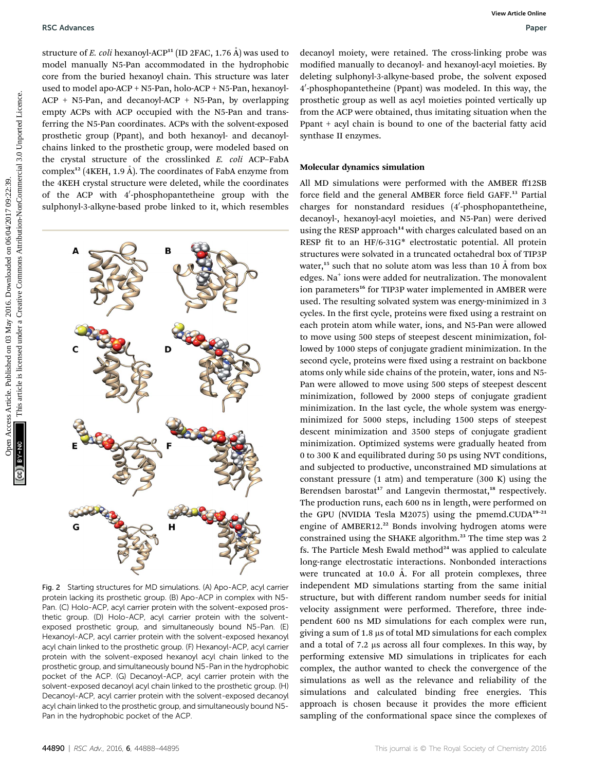structure of *E. coli* hexanoyl-ACP[11] (ID 2FAC, 1.76 Å) was used to model manually N5-Pan accommodated in the hydrophobic core from the buried hexanoyl chain. This structure was later used to model apo-ACP + N5-Pan, holo-ACP + N5-Pan, hexanoyl-ACP + N5-Pan, and decanoyl-ACP + N5-Pan, by overlapping empty ACPs with ACP occupied with the N5-Pan and transferring the N5-Pan coordinates. ACPs with the solvent-exposed prosthetic group (Ppant), and both hexanoyl- and decanoyl-chains linked to the prosthetic group, were modeled based on the crystal structure of the crosslinked *E. coli* ACP–FabA complex[12] (4KEH, 1.9 Å). The coordinates of FabA enzyme from the 4KEH crystal structure were deleted, while the coordinates of the ACP with 4′-phosphopantetheine group with the sulphonyl-3-alkyne-based probe linked to it, which resembles decanoyl moiety, were retained. The cross-linking probe was modified manually to decanoyl- and hexanoyl-acyl moieties. By deleting sulphonyl-3-alkyne-based probe, the solvent exposed 4′-phosphopantetheine (Ppant) was modeled. In this way, the prosthetic group as well as acyl moieties pointed vertically up from the ACP were obtained, thus imitating situation when the Ppant + acyl chain is bound to one of the bacterial fatty acid synthase II enzymes.

Fig. 2 Starting structures for MD simulations. (A) Apo-ACP, acyl carrier protein lacking its prosthetic group. (B) Apo-ACP in complex with N5-Pan. (C) Holo-ACP, acyl carrier protein with the solvent-exposed prosthetic group. (D) Holo-ACP, acyl carrier protein with the solvent-exposed prosthetic group, and simultaneously bound N5-Pan. (E) Hexanoyl-ACP, acyl carrier protein with the solvent-exposed hexanoyl acyl chain linked to the prosthetic group. (F) Hexanoyl-ACP, acyl carrier protein with the solvent-exposed hexanoyl acyl chain linked to the prosthetic group, and simultaneously bound N5-Pan in the hydrophobic pocket of the ACP. (G) Decanoyl-ACP, acyl carrier protein with the solvent-exposed decanoyl acyl chain linked to the prosthetic group. (H) Decanoyl-ACP, acyl carrier protein with the solvent-exposed decanoyl acyl chain linked to the prosthetic group, and simultaneously bound N5-Pan in the hydrophobic pocket of the ACP.

### Molecular dynamics simulation

All MD simulations were performed with the AMBER ff12SB force field and the general AMBER force field GAFF.[13] Partial charges for nonstandard residues (4′-phosphopantetheine, decanoyl-, hexanoyl-acyl moieties, and N5-Pan) were derived using the RESP approach[14] with charges calculated based on an RESP fit to an HF/6-31G* electrostatic potential. All protein structures were solvated in a truncated octahedral box of TIP3P water,[15] such that no solute atom was less than 10 Å from box edges. $Na^+$ ions were added for neutralization. The monovalent ion parameters[16] for TIP3P water implemented in AMBER were used. The resulting solvated system was energy-minimized in 3 cycles. In the first cycle, proteins were fixed using a restraint on each protein atom while water, ions, and N5-Pan were allowed to move using 500 steps of steepest descent minimization, followed by 1000 steps of conjugate gradient minimization. In the second cycle, proteins were fixed using a restraint on backbone atoms only while side chains of the protein, water, ions and N5-Pan were allowed to move using 500 steps of steepest descent minimization, followed by 2000 steps of conjugate gradient minimization. In the last cycle, the whole system was energy-minimized for 5000 steps, including 1500 steps of steepest descent minimization and 3500 steps of conjugate gradient minimization. Optimized systems were gradually heated from 0 to 300 K and equilibrated during 50 ps using NVT conditions, and subjected to productive, unconstrained MD simulations at constant pressure (1 atm) and temperature (300 K) using the Berendsen barostat[17] and Langevin thermostat,[18] respectively. The production runs, each 600 ns in length, were performed on the GPU (NVIDIA Tesla M2075) using the pmemd.CUDA[19–21] engine of AMBER12.[22] Bonds involving hydrogen atoms were constrained using the SHAKE algorithm.[23] The time step was 2 fs. The Particle Mesh Ewald method[24] was applied to calculate long-range electrostatic interactions. Nonbonded interactions were truncated at 10.0 Å. For all protein complexes, three independent MD simulations starting from the same initial structure, but with different random number seeds for initial velocity assignment were performed. Therefore, three independent 600 ns MD simulations for each complex were run, giving a sum of 1.8 μs of total MD simulations for each complex and a total of 7.2 μs across all four complexes. In this way, by performing extensive MD simulations in triplicates for each complex, the author wanted to check the convergence of the simulations as well as the relevance and reliability of the simulations and calculated binding free energies. This approach is chosen because it provides the more efficient sampling of the conformational space since the complexes of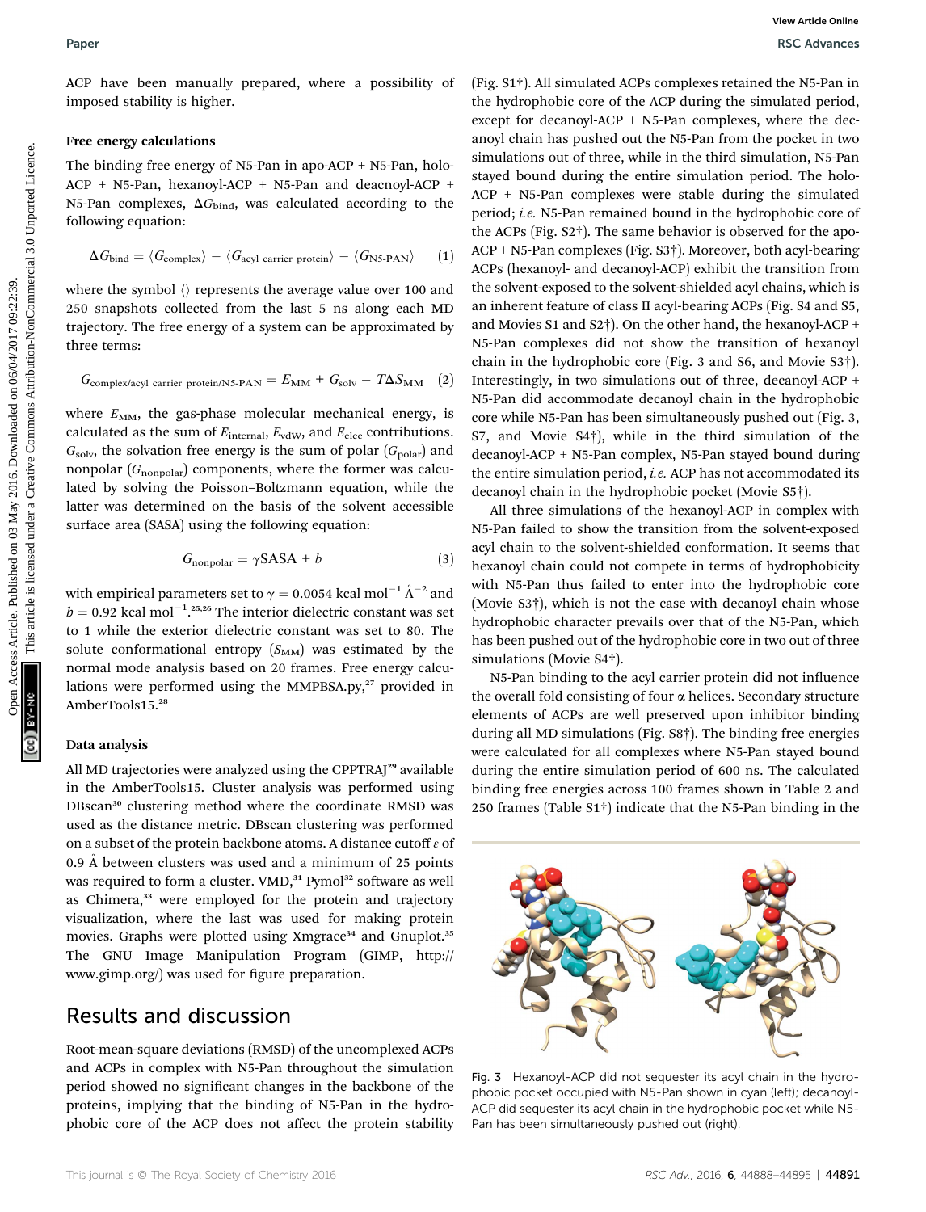ACP have been manually prepared, where a possibility of imposed stability is higher.

### Free energy calculations

The binding free energy of N5-Pan in apo-ACP + N5-Pan, holo-ACP + N5-Pan, hexanoyl-ACP + N5-Pan and deacnoyl-ACP + N5-Pan complexes, $\Delta G_{bind}$, was calculated according to the following equation:

$$\Delta G_{bind} = \langle G_{complex} \rangle - \langle G_{acyl\ carrier\ protein} \rangle - \langle G_{N5\text{-}PAN} \rangle \quad (1)$$

where the symbol $\langle\rangle$ represents the average value over 100 and 250 snapshots collected from the last 5 ns along each MD trajectory. The free energy of a system can be approximated by three terms:

$$G_{complex/acyl\ carrier\ protein/N5\text{-}PAN} = E_{MM} + G_{solv} - T\Delta S_{MM} \quad (2)$$

where $E_{MM}$, the gas-phase molecular mechanical energy, is calculated as the sum of $E_{internal}$, $E_{vdW}$, and $E_{elec}$ contributions. $G_{solv}$, the solvation free energy is the sum of polar ($G_{polar}$) and nonpolar ($G_{nonpolar}$) components, where the former was calculated by solving the Poisson–Boltzmann equation, while the latter was determined on the basis of the solvent accessible surface area (SASA) using the following equation:

$$G_{nonpolar} = \gamma \mathrm{SASA} + b \quad (3)$$

with empirical parameters set to $\gamma = 0.0054$ kcal mol$^{-1}$ Å$^{-2}$ and $b = 0.92$ kcal mol$^{-1}$.[25,26] The interior dielectric constant was set to 1 while the exterior dielectric constant was set to 80. The solute conformational entropy ($S_{MM}$) was estimated by the normal mode analysis based on 20 frames. Free energy calculations were performed using the MMPBSA.py,[27] provided in AmberTools15.[28]

### Data analysis

All MD trajectories were analyzed using the CPPTRAJ[29] available in the AmberTools15. Cluster analysis was performed using DBscan[30] clustering method where the coordinate RMSD was used as the distance metric. DBscan clustering was performed on a subset of the protein backbone atoms. A distance cutoff $\varepsilon$ of 0.9 Å between clusters was used and a minimum of 25 points was required to form a cluster. VMD,[31] Pymol[32] software as well as Chimera,[33] were employed for the protein and trajectory visualization, where the last was used for making protein movies. Graphs were plotted using Xmgrace[34] and Gnuplot.[35] The GNU Image Manipulation Program (GIMP, http://www.gimp.org/) was used for figure preparation.

## Results and discussion

Root-mean-square deviations (RMSD) of the uncomplexed ACPs and ACPs in complex with N5-Pan throughout the simulation period showed no significant changes in the backbone of the proteins, implying that the binding of N5-Pan in the hydrophobic core of the ACP does not affect the protein stability (Fig. S1†). All simulated ACPs complexes retained the N5-Pan in the hydrophobic core of the ACP during the simulated period, except for decanoyl-ACP + N5-Pan complexes, where the decanoyl chain has pushed out the N5-Pan from the pocket in two simulations out of three, while in the third simulation, N5-Pan stayed bound during the entire simulation period. The holo-ACP + N5-Pan complexes were stable during the simulated period; *i.e.* N5-Pan remained bound in the hydrophobic core of the ACPs (Fig. S2†). The same behavior is observed for the apo-ACP + N5-Pan complexes (Fig. S3†). Moreover, both acyl-bearing ACPs (hexanoyl- and decanoyl-ACP) exhibit the transition from the solvent-exposed to the solvent-shielded acyl chains, which is an inherent feature of class II acyl-bearing ACPs (Fig. S4 and S5, and Movies S1 and S2†). On the other hand, the hexanoyl-ACP + N5-Pan complexes did not show the transition of hexanoyl chain in the hydrophobic core (Fig. 3 and S6, and Movie S3†). Interestingly, in two simulations out of three, decanoyl-ACP + N5-Pan did accommodate decanoyl chain in the hydrophobic core while N5-Pan has been simultaneously pushed out (Fig. 3, S7, and Movie S4†), while in the third simulation of the decanoyl-ACP + N5-Pan complex, N5-Pan stayed bound during the entire simulation period, *i.e.* ACP has not accommodated its decanoyl chain in the hydrophobic pocket (Movie S5†).

All three simulations of the hexanoyl-ACP in complex with N5-Pan failed to show the transition from the solvent-exposed acyl chain to the solvent-shielded conformation. It seems that hexanoyl chain could not compete in terms of hydrophobicity with N5-Pan thus failed to enter into the hydrophobic core (Movie S3†), which is not the case with decanoyl chain whose hydrophobic character prevails over that of the N5-Pan, which has been pushed out of the hydrophobic core in two out of three simulations (Movie S4†).

N5-Pan binding to the acyl carrier protein did not influence the overall fold consisting of four α helices. Secondary structure elements of ACPs are well preserved upon inhibitor binding during all MD simulations (Fig. S8†). The binding free energies were calculated for all complexes where N5-Pan stayed bound during the entire simulation period of 600 ns. The calculated binding free energies across 100 frames shown in Table 2 and 250 frames (Table S1†) indicate that the N5-Pan binding in the

Fig. 3 Hexanoyl-ACP did not sequester its acyl chain in the hydrophobic pocket occupied with N5-Pan shown in cyan (left); decanoyl-ACP did sequester its acyl chain in the hydrophobic pocket while N5-Pan has been simultaneously pushed out (right).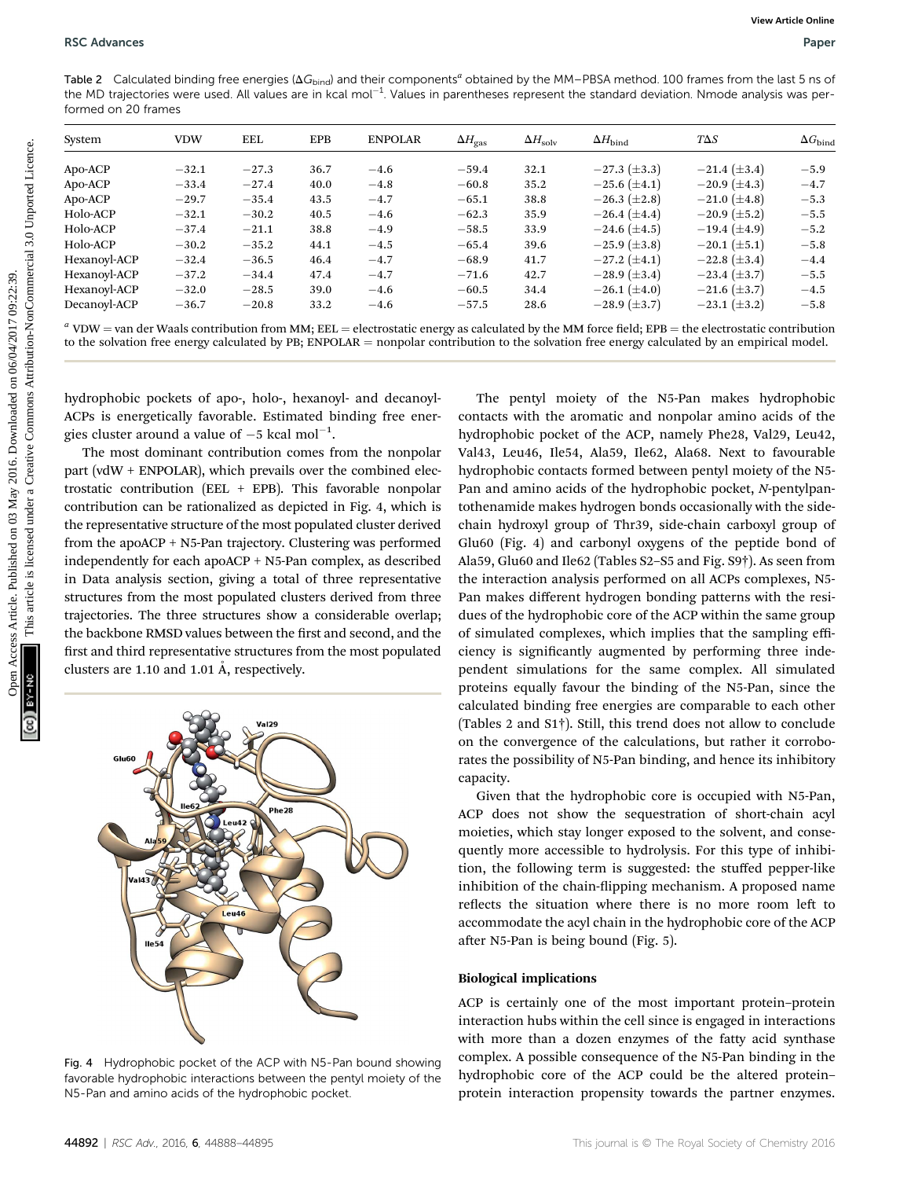Table 2 Calculated binding free energies ($\Delta G_{bind}$) and their components[a] obtained by the MM–PBSA method. 100 frames from the last 5 ns of the MD trajectories were used. All values are in kcal mol$^{-1}$. Values in parentheses represent the standard deviation. Nmode analysis was performed on 20 frames

| System | VDW | EEL | EPB | ENPOLAR | $\Delta H_{gas}$ | $\Delta H_{solv}$ | $\Delta H_{bind}$ | $T\Delta S$ | $\Delta G_{bind}$ |
|---|---|---|---|---|---|---|---|---|---|
| Apo-ACP | −32.1 | −27.3 | 36.7 | −4.6 | −59.4 | 32.1 | −27.3 (±3.3) | −21.4 (±3.4) | −5.9 |
| Apo-ACP | −33.4 | −27.4 | 40.0 | −4.8 | −60.8 | 35.2 | −25.6 (±4.1) | −20.9 (±4.3) | −4.7 |
| Apo-ACP | −29.7 | −35.4 | 43.5 | −4.7 | −65.1 | 38.8 | −26.3 (±2.8) | −21.0 (±4.8) | −5.3 |
| Holo-ACP | −32.1 | −30.2 | 40.5 | −4.6 | −62.3 | 35.9 | −26.4 (±4.4) | −20.9 (±5.2) | −5.5 |
| Holo-ACP | −37.4 | −21.1 | 38.8 | −4.9 | −58.5 | 33.9 | −24.6 (±4.5) | −19.4 (±4.9) | −5.2 |
| Holo-ACP | −30.2 | −35.2 | 44.1 | −4.5 | −65.4 | 39.6 | −25.9 (±3.8) | −20.1 (±5.1) | −5.8 |
| Hexanoyl-ACP | −32.4 | −36.5 | 46.4 | −4.7 | −68.9 | 41.7 | −27.2 (±4.1) | −22.8 (±3.4) | −4.4 |
| Hexanoyl-ACP | −37.2 | −34.4 | 47.4 | −4.7 | −71.6 | 42.7 | −28.9 (±3.4) | −23.4 (±3.7) | −5.5 |
| Hexanoyl-ACP | −32.0 | −28.5 | 39.0 | −4.6 | −60.5 | 34.4 | −26.1 (±4.0) | −21.6 (±3.7) | −4.5 |
| Decanoyl-ACP | −36.7 | −20.8 | 33.2 | −4.6 | −57.5 | 28.6 | −28.9 (±3.7) | −23.1 (±3.2) | −5.8 |

[a] VDW = van der Waals contribution from MM; EEL = electrostatic energy as calculated by the MM force field; EPB = the electrostatic contribution to the solvation free energy calculated by PB; ENPOLAR = nonpolar contribution to the solvation free energy calculated by an empirical model.

hydrophobic pockets of apo-, holo-, hexanoyl- and decanoyl-ACPs is energetically favorable. Estimated binding free energies cluster around a value of −5 kcal mol$^{-1}$.

The most dominant contribution comes from the nonpolar part (vdW + ENPOLAR), which prevails over the combined electrostatic contribution (EEL + EPB). This favorable nonpolar contribution can be rationalized as depicted in Fig. 4, which is the representative structure of the most populated cluster derived from the apoACP + N5-Pan trajectory. Clustering was performed independently for each apoACP + N5-Pan complex, as described in Data analysis section, giving a total of three representative structures from the most populated clusters derived from three trajectories. The three structures show a considerable overlap; the backbone RMSD values between the first and second, and the first and third representative structures from the most populated clusters are 1.10 and 1.01 Å, respectively.

Fig. 4 Hydrophobic pocket of the ACP with N5-Pan bound showing favorable hydrophobic interactions between the pentyl moiety of the N5-Pan and amino acids of the hydrophobic pocket.

The pentyl moiety of the N5-Pan makes hydrophobic contacts with the aromatic and nonpolar amino acids of the hydrophobic pocket of the ACP, namely Phe28, Val29, Leu42, Val43, Leu46, Ile54, Ala59, Ile62, Ala68. Next to favourable hydrophobic contacts formed between pentyl moiety of the N5-Pan and amino acids of the hydrophobic pocket, *N*-pentylpantothenamide makes hydrogen bonds occasionally with the side-chain hydroxyl group of Thr39, side-chain carboxyl group of Glu60 (Fig. 4) and carbonyl oxygens of the peptide bond of Ala59, Glu60 and Ile62 (Tables S2–S5 and Fig. S9†). As seen from the interaction analysis performed on all ACPs complexes, N5-Pan makes different hydrogen bonding patterns with the residues of the hydrophobic core of the ACP within the same group of simulated complexes, which implies that the sampling efficiency is significantly augmented by performing three independent simulations for the same complex. All simulated proteins equally favour the binding of the N5-Pan, since the calculated binding free energies are comparable to each other (Tables 2 and S1†). Still, this trend does not allow to conclude on the convergence of the calculations, but rather it corroborates the possibility of N5-Pan binding, and hence its inhibitory capacity.

Given that the hydrophobic core is occupied with N5-Pan, ACP does not show the sequestration of short-chain acyl moieties, which stay longer exposed to the solvent, and consequently more accessible to hydrolysis. For this type of inhibition, the following term is suggested: the stuffed pepper-like inhibition of the chain-flipping mechanism. A proposed name reflects the situation where there is no more room left to accommodate the acyl chain in the hydrophobic core of the ACP after N5-Pan is being bound (Fig. 5).

### Biological implications

ACP is certainly one of the most important protein–protein interaction hubs within the cell since is engaged in interactions with more than a dozen enzymes of the fatty acid synthase complex. A possible consequence of the N5-Pan binding in the hydrophobic core of the ACP could be the altered protein–protein interaction propensity towards the partner enzymes.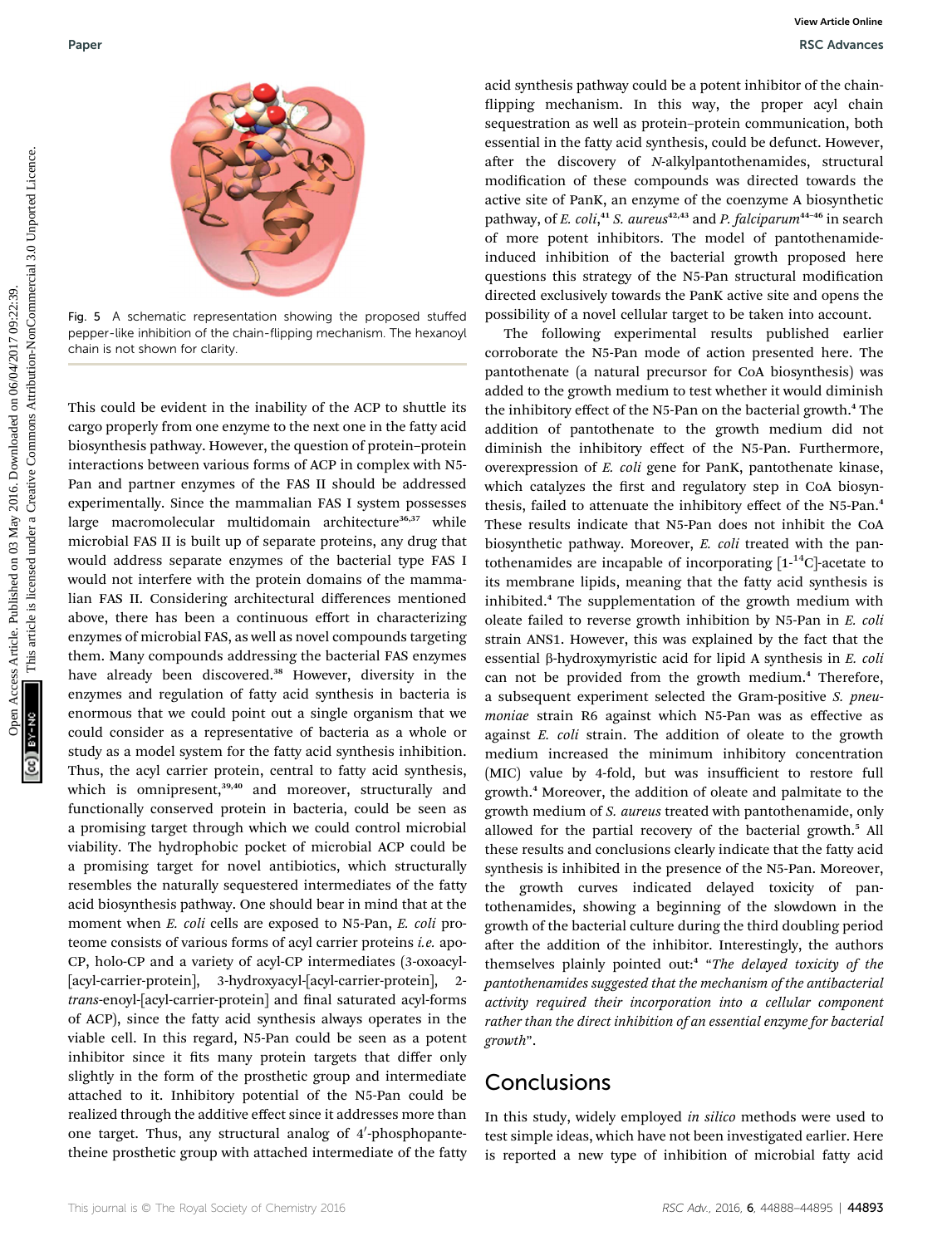Fig. 5 A schematic representation showing the proposed stuffed pepper-like inhibition of the chain-flipping mechanism. The hexanoyl chain is not shown for clarity.

This could be evident in the inability of the ACP to shuttle its cargo properly from one enzyme to the next one in the fatty acid biosynthesis pathway. However, the question of protein–protein interactions between various forms of ACP in complex with N5-Pan and partner enzymes of the FAS II should be addressed experimentally. Since the mammalian FAS I system possesses large macromolecular multidomain architecture[36,37] while microbial FAS II is built up of separate proteins, any drug that would address separate enzymes of the bacterial type FAS I would not interfere with the protein domains of the mammalian FAS II. Considering architectural differences mentioned above, there has been a continuous effort in characterizing enzymes of microbial FAS, as well as novel compounds targeting them. Many compounds addressing the bacterial FAS enzymes have already been discovered.[38] However, diversity in the enzymes and regulation of fatty acid synthesis in bacteria is enormous that we could point out a single organism that we could consider as a representative of bacteria as a whole or study as a model system for the fatty acid synthesis inhibition. Thus, the acyl carrier protein, central to fatty acid synthesis, which is omnipresent,[39,40] and moreover, structurally and functionally conserved protein in bacteria, could be seen as a promising target through which we could control microbial viability. The hydrophobic pocket of microbial ACP could be a promising target for novel antibiotics, which structurally resembles the naturally sequestered intermediates of the fatty acid biosynthesis pathway. One should bear in mind that at the moment when *E. coli* cells are exposed to N5-Pan, *E. coli* proteome consists of various forms of acyl carrier proteins *i.e.* apo-CP, holo-CP and a variety of acyl-CP intermediates (3-oxoacyl-[acyl-carrier-protein], 3-hydroxyacyl-[acyl-carrier-protein], 2-*trans*-enoyl-[acyl-carrier-protein] and final saturated acyl-forms of ACP), since the fatty acid synthesis always operates in the viable cell. In this regard, N5-Pan could be seen as a potent inhibitor since it fits many protein targets that differ only slightly in the form of the prosthetic group and intermediate attached to it. Inhibitory potential of the N5-Pan could be realized through the additive effect since it addresses more than one target. Thus, any structural analog of 4′-phosphopantetheine prosthetic group with attached intermediate of the fatty acid synthesis pathway could be a potent inhibitor of the chain-flipping mechanism. In this way, the proper acyl chain sequestration as well as protein–protein communication, both essential in the fatty acid synthesis, could be defunct. However, after the discovery of *N*-alkylpantothenamides, structural modification of these compounds was directed towards the active site of PanK, an enzyme of the coenzyme A biosynthetic pathway, of *E. coli*,[41] *S. aureus*[42,43] and *P. falciparum*[44–46] in search of more potent inhibitors. The model of pantothenamide-induced inhibition of the bacterial growth proposed here questions this strategy of the N5-Pan structural modification directed exclusively towards the PanK active site and opens the possibility of a novel cellular target to be taken into account.

The following experimental results published earlier corroborate the N5-Pan mode of action presented here. The pantothenate (a natural precursor for CoA biosynthesis) was added to the growth medium to test whether it would diminish the inhibitory effect of the N5-Pan on the bacterial growth.[4] The addition of pantothenate to the growth medium did not diminish the inhibitory effect of the N5-Pan. Furthermore, overexpression of *E. coli* gene for PanK, pantothenate kinase, which catalyzes the first and regulatory step in CoA biosynthesis, failed to attenuate the inhibitory effect of the N5-Pan.[4] These results indicate that N5-Pan does not inhibit the CoA biosynthetic pathway. Moreover, *E. coli* treated with the pantothenamides are incapable of incorporating [1-$^{14}$C]-acetate to its membrane lipids, meaning that the fatty acid synthesis is inhibited.[4] The supplementation of the growth medium with oleate failed to reverse growth inhibition by N5-Pan in *E. coli* strain ANS1. However, this was explained by the fact that the essential β-hydroxymyristic acid for lipid A synthesis in *E. coli* can not be provided from the growth medium.[4] Therefore, a subsequent experiment selected the Gram-positive *S. pneumoniae* strain R6 against which N5-Pan was as effective as against *E. coli* strain. The addition of oleate to the growth medium increased the minimum inhibitory concentration (MIC) value by 4-fold, but was insufficient to restore full growth.[4] Moreover, the addition of oleate and palmitate to the growth medium of *S. aureus* treated with pantothenamide, only allowed for the partial recovery of the bacterial growth.[5] All these results and conclusions clearly indicate that the fatty acid synthesis is inhibited in the presence of the N5-Pan. Moreover, the growth curves indicated delayed toxicity of pantothenamides, showing a beginning of the slowdown in the growth of the bacterial culture during the third doubling period after the addition of the inhibitor. Interestingly, the authors themselves plainly pointed out:[4] "*The delayed toxicity of the pantothenamides suggested that the mechanism of the antibacterial activity required their incorporation into a cellular component rather than the direct inhibition of an essential enzyme for bacterial growth*".

## Conclusions

In this study, widely employed *in silico* methods were used to test simple ideas, which have not been investigated earlier. Here is reported a new type of inhibition of microbial fatty acid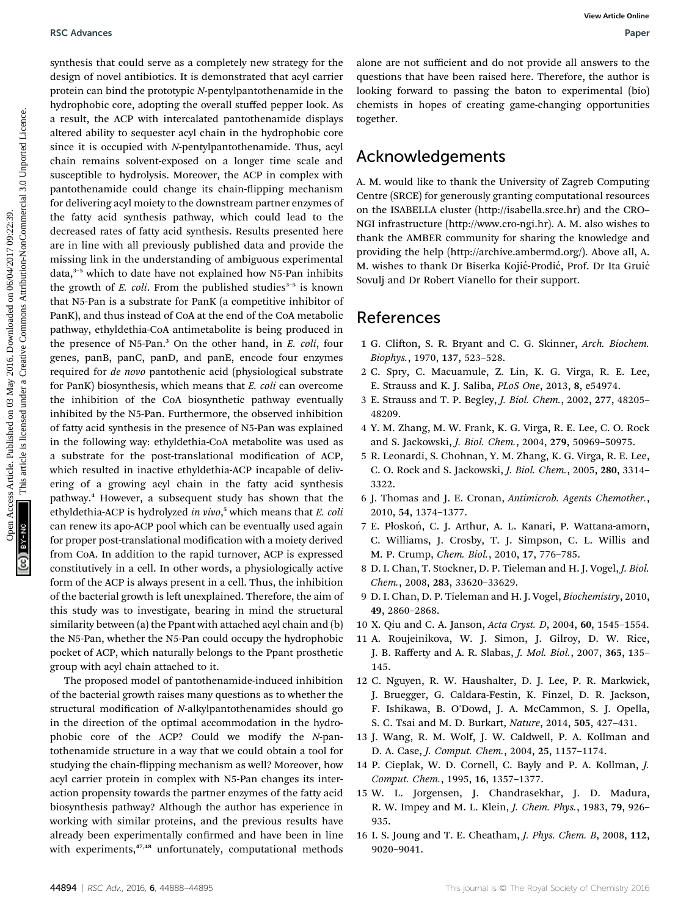synthesis that could serve as a completely new strategy for the design of novel antibiotics. It is demonstrated that acyl carrier protein can bind the prototypic *N*-pentylpantothenamide in the hydrophobic core, adopting the overall stuffed pepper look. As a result, the ACP with intercalated pantothenamide displays altered ability to sequester acyl chain in the hydrophobic core since it is occupied with *N*-pentylpantothenamide. Thus, acyl chain remains solvent-exposed on a longer time scale and susceptible to hydrolysis. Moreover, the ACP in complex with pantothenamide could change its chain-flipping mechanism for delivering acyl moiety to the downstream partner enzymes of the fatty acid synthesis pathway, which could lead to the decreased rates of fatty acid synthesis. Results presented here are in line with all previously published data and provide the missing link in the understanding of ambiguous experimental data,[3–5] which to date have not explained how N5-Pan inhibits the growth of *E. coli*. From the published studies[3–5] is known that N5-Pan is a substrate for PanK (a competitive inhibitor of PanK), and thus instead of CoA at the end of the CoA metabolic pathway, ethyldethia-CoA antimetabolite is being produced in the presence of N5-Pan.[3] On the other hand, in *E. coli*, four genes, panB, panC, panD, and panE, encode four enzymes required for *de novo* pantothenic acid (physiological substrate for PanK) biosynthesis, which means that *E. coli* can overcome the inhibition of the CoA biosynthetic pathway eventually inhibited by the N5-Pan. Furthermore, the observed inhibition of fatty acid synthesis in the presence of N5-Pan was explained in the following way: ethyldethia-CoA metabolite was used as a substrate for the post-translational modification of ACP, which resulted in inactive ethyldethia-ACP incapable of delivering of a growing acyl chain in the fatty acid synthesis pathway.[4] However, a subsequent study has shown that the ethyldethia-ACP is hydrolyzed *in vivo*,[5] which means that *E. coli* can renew its apo-ACP pool which can be eventually used again for proper post-translational modification with a moiety derived from CoA. In addition to the rapid turnover, ACP is expressed constitutively in a cell. In other words, a physiologically active form of the ACP is always present in a cell. Thus, the inhibition of the bacterial growth is left unexplained. Therefore, the aim of this study was to investigate, bearing in mind the structural similarity between (a) the Ppant with attached acyl chain and (b) the N5-Pan, whether the N5-Pan could occupy the hydrophobic pocket of ACP, which naturally belongs to the Ppant prosthetic group with acyl chain attached to it.

The proposed model of pantothenamide-induced inhibition of the bacterial growth raises many questions as to whether the structural modification of *N*-alkylpantothenamides should go in the direction of the optimal accommodation in the hydrophobic core of the ACP? Could we modify the *N*-pantothenamide structure in a way that we could obtain a tool for studying the chain-flipping mechanism as well? Moreover, how acyl carrier protein in complex with N5-Pan changes its interaction propensity towards the partner enzymes of the fatty acid biosynthesis pathway? Although the author has experience in working with similar proteins, and the previous results have already been experimentally confirmed and have been in line with experiments,[47,48] unfortunately, computational methods alone are not sufficient and do not provide all answers to the questions that have been raised here. Therefore, the author is looking forward to passing the baton to experimental (bio) chemists in hopes of creating game-changing opportunities together.

## Acknowledgements

A. M. would like to thank the University of Zagreb Computing Centre (SRCE) for generously granting computational resources on the ISABELLA cluster (http://isabella.srce.hr) and the CRO-NGI infrastructure (http://www.cro-ngi.hr). A. M. also wishes to thank the AMBER community for sharing the knowledge and providing the help (http://archive.ambermd.org/). Above all, A. M. wishes to thank Dr Biserka Kojić-Prodić, Prof. Dr Ita Gruić Sovulj and Dr Robert Vianello for their support.

## References

1. G. Clifton, S. R. Bryant and C. G. Skinner, *Arch. Biochem. Biophys.*, 1970, **137**, 523–528.
2. C. Spry, C. Macuamule, Z. Lin, K. G. Virga, R. E. Lee, E. Strauss and K. J. Saliba, *PLoS One*, 2013, **8**, e54974.
3. E. Strauss and T. P. Begley, *J. Biol. Chem.*, 2002, **277**, 48205–48209.
4. Y. M. Zhang, M. W. Frank, K. G. Virga, R. E. Lee, C. O. Rock and S. Jackowski, *J. Biol. Chem.*, 2004, **279**, 50969–50975.
5. R. Leonardi, S. Chohnan, Y. M. Zhang, K. G. Virga, R. E. Lee, C. O. Rock and S. Jackowski, *J. Biol. Chem.*, 2005, **280**, 3314–3322.
6. J. Thomas and J. E. Cronan, *Antimicrob. Agents Chemother.*, 2010, **54**, 1374–1377.
7. E. Płoskoń, C. J. Arthur, A. L. Kanari, P. Wattana-amorn, C. Williams, J. Crosby, T. J. Simpson, C. L. Willis and M. P. Crump, *Chem. Biol.*, 2010, **17**, 776–785.
8. D. I. Chan, T. Stockner, D. P. Tieleman and H. J. Vogel, *J. Biol. Chem.*, 2008, **283**, 33620–33629.
9. D. I. Chan, D. P. Tieleman and H. J. Vogel, *Biochemistry*, 2010, **49**, 2860–2868.
10. X. Qiu and C. A. Janson, *Acta Cryst. D*, 2004, **60**, 1545–1554.
11. A. Roujeinikova, W. J. Simon, J. Gilroy, D. W. Rice, J. B. Rafferty and A. R. Slabas, *J. Mol. Biol.*, 2007, **365**, 135–145.
12. C. Nguyen, R. W. Haushalter, D. J. Lee, P. R. Markwick, J. Bruegger, G. Caldara-Festin, K. Finzel, D. R. Jackson, F. Ishikawa, B. O'Dowd, J. A. McCammon, S. J. Opella, S. C. Tsai and M. D. Burkart, *Nature*, 2014, **505**, 427–431.
13. J. Wang, R. M. Wolf, J. W. Caldwell, P. A. Kollman and D. A. Case, *J. Comput. Chem.*, 2004, **25**, 1157–1174.
14. P. Cieplak, W. D. Cornell, C. Bayly and P. A. Kollman, *J. Comput. Chem.*, 1995, **16**, 1357–1377.
15. W. L. Jorgensen, J. Chandrasekhar, J. D. Madura, R. W. Impey and M. L. Klein, *J. Chem. Phys.*, 1983, **79**, 926–935.
16. I. S. Joung and T. E. Cheatham, *J. Phys. Chem. B*, 2008, **112**, 9020–9041.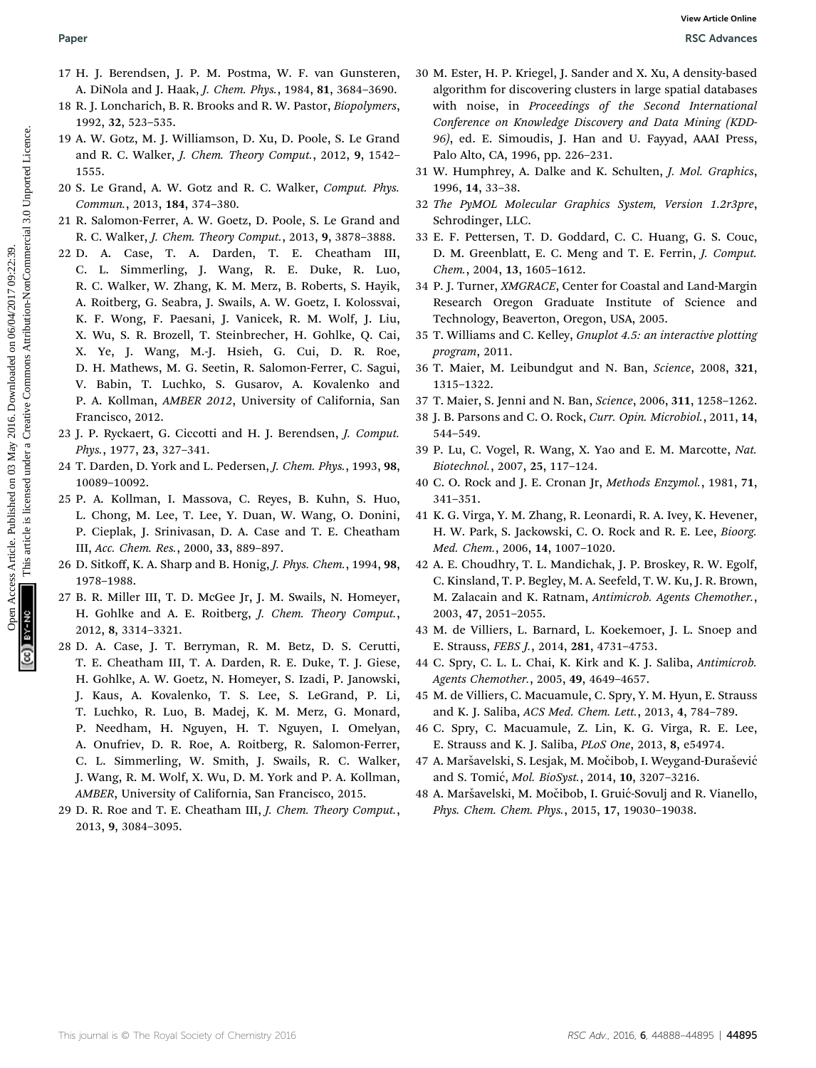17 H. J. Berendsen, J. P. M. Postma, W. F. van Gunsteren, A. DiNola and J. Haak, *J. Chem. Phys.*, 1984, **81**, 3684–3690.

18 R. J. Loncharich, B. R. Brooks and R. W. Pastor, *Biopolymers*, 1992, **32**, 523–535.

19 A. W. Gotz, M. J. Williamson, D. Xu, D. Poole, S. Le Grand and R. C. Walker, *J. Chem. Theory Comput.*, 2012, **9**, 1542–1555.

20 S. Le Grand, A. W. Gotz and R. C. Walker, *Comput. Phys. Commun.*, 2013, **184**, 374–380.

21 R. Salomon-Ferrer, A. W. Goetz, D. Poole, S. Le Grand and R. C. Walker, *J. Chem. Theory Comput.*, 2013, **9**, 3878–3888.

22 D. A. Case, T. A. Darden, T. E. Cheatham III, C. L. Simmerling, J. Wang, R. E. Duke, R. Luo, R. C. Walker, W. Zhang, K. M. Merz, B. Roberts, S. Hayik, A. Roitberg, G. Seabra, J. Swails, A. W. Goetz, I. Kolossvai, K. F. Wong, F. Paesani, J. Vanicek, R. M. Wolf, J. Liu, X. Wu, S. R. Brozell, T. Steinbrecher, H. Gohlke, Q. Cai, X. Ye, J. Wang, M.-J. Hsieh, G. Cui, D. R. Roe, D. H. Mathews, M. G. Seetin, R. Salomon-Ferrer, C. Sagui, V. Babin, T. Luchko, S. Gusarov, A. Kovalenko and P. A. Kollman, *AMBER 2012*, University of California, San Francisco, 2012.

23 J. P. Ryckaert, G. Ciccotti and H. J. Berendsen, *J. Comput. Phys.*, 1977, **23**, 327–341.

24 T. Darden, D. York and L. Pedersen, *J. Chem. Phys.*, 1993, **98**, 10089–10092.

25 P. A. Kollman, I. Massova, C. Reyes, B. Kuhn, S. Huo, L. Chong, M. Lee, T. Lee, Y. Duan, W. Wang, O. Donini, P. Cieplak, J. Srinivasan, D. A. Case and T. E. Cheatham III, *Acc. Chem. Res.*, 2000, **33**, 889–897.

26 D. Sitkoff, K. A. Sharp and B. Honig, *J. Phys. Chem.*, 1994, **98**, 1978–1988.

27 B. R. Miller III, T. D. McGee Jr, J. M. Swails, N. Homeyer, H. Gohlke and A. E. Roitberg, *J. Chem. Theory Comput.*, 2012, **8**, 3314–3321.

28 D. A. Case, J. T. Berryman, R. M. Betz, D. S. Cerutti, T. E. Cheatham III, T. A. Darden, R. E. Duke, T. J. Giese, H. Gohlke, A. W. Goetz, N. Homeyer, S. Izadi, P. Janowski, J. Kaus, A. Kovalenko, T. S. Lee, S. LeGrand, P. Li, T. Luchko, R. Luo, B. Madej, K. M. Merz, G. Monard, P. Needham, H. Nguyen, H. T. Nguyen, I. Omelyan, A. Onufriev, D. R. Roe, A. Roitberg, R. Salomon-Ferrer, C. L. Simmerling, W. Smith, J. Swails, R. C. Walker, J. Wang, R. M. Wolf, X. Wu, D. M. York and P. A. Kollman, *AMBER*, University of California, San Francisco, 2015.

29 D. R. Roe and T. E. Cheatham III, *J. Chem. Theory Comput.*, 2013, **9**, 3084–3095.

30 M. Ester, H. P. Kriegel, J. Sander and X. Xu, A density-based algorithm for discovering clusters in large spatial databases with noise, in *Proceedings of the Second International Conference on Knowledge Discovery and Data Mining (KDD-96)*, ed. E. Simoudis, J. Han and U. Fayyad, AAAI Press, Palo Alto, CA, 1996, pp. 226–231.

31 W. Humphrey, A. Dalke and K. Schulten, *J. Mol. Graphics*, 1996, **14**, 33–38.

32 *The PyMOL Molecular Graphics System, Version 1.2r3pre*, Schrodinger, LLC.

33 E. F. Pettersen, T. D. Goddard, C. C. Huang, G. S. Couc, D. M. Greenblatt, E. C. Meng and T. E. Ferrin, *J. Comput. Chem.*, 2004, **13**, 1605–1612.

34 P. J. Turner, *XMGRACE*, Center for Coastal and Land-Margin Research Oregon Graduate Institute of Science and Technology, Beaverton, Oregon, USA, 2005.

35 T. Williams and C. Kelley, *Gnuplot 4.5: an interactive plotting program*, 2011.

36 T. Maier, M. Leibundgut and N. Ban, *Science*, 2008, **321**, 1315–1322.

37 T. Maier, S. Jenni and N. Ban, *Science*, 2006, **311**, 1258–1262.

38 J. B. Parsons and C. O. Rock, *Curr. Opin. Microbiol.*, 2011, **14**, 544–549.

39 P. Lu, C. Vogel, R. Wang, X. Yao and E. M. Marcotte, *Nat. Biotechnol.*, 2007, **25**, 117–124.

40 C. O. Rock and J. E. Cronan Jr, *Methods Enzymol.*, 1981, **71**, 341–351.

41 K. G. Virga, Y. M. Zhang, R. Leonardi, R. A. Ivey, K. Hevener, H. W. Park, S. Jackowski, C. O. Rock and R. E. Lee, *Bioorg. Med. Chem.*, 2006, **14**, 1007–1020.

42 A. E. Choudhry, T. L. Mandichak, J. P. Broskey, R. W. Egolf, C. Kinsland, T. P. Begley, M. A. Seefeld, T. W. Ku, J. R. Brown, M. Zalacain and K. Ratnam, *Antimicrob. Agents Chemother.*, 2003, **47**, 2051–2055.

43 M. de Villiers, L. Barnard, L. Koekemoer, J. L. Snoep and E. Strauss, *FEBS J.*, 2014, **281**, 4731–4753.

44 C. Spry, C. L. L. Chai, K. Kirk and K. J. Saliba, *Antimicrob. Agents Chemother.*, 2005, **49**, 4649–4657.

45 M. de Villiers, C. Macuamule, C. Spry, Y. M. Hyun, E. Strauss and K. J. Saliba, *ACS Med. Chem. Lett.*, 2013, **4**, 784–789.

46 C. Spry, C. Macuamule, Z. Lin, K. G. Virga, R. E. Lee, E. Strauss and K. J. Saliba, *PLoS One*, 2013, **8**, e54974.

47 A. Maršavelski, S. Lesjak, M. Močibob, I. Weygand-Đurašević and S. Tomić, *Mol. BioSyst.*, 2014, **10**, 3207–3216.

48 A. Maršavelski, M. Močibob, I. Gruić-Sovulj and R. Vianello, *Phys. Chem. Chem. Phys.*, 2015, **17**, 19030–19038.